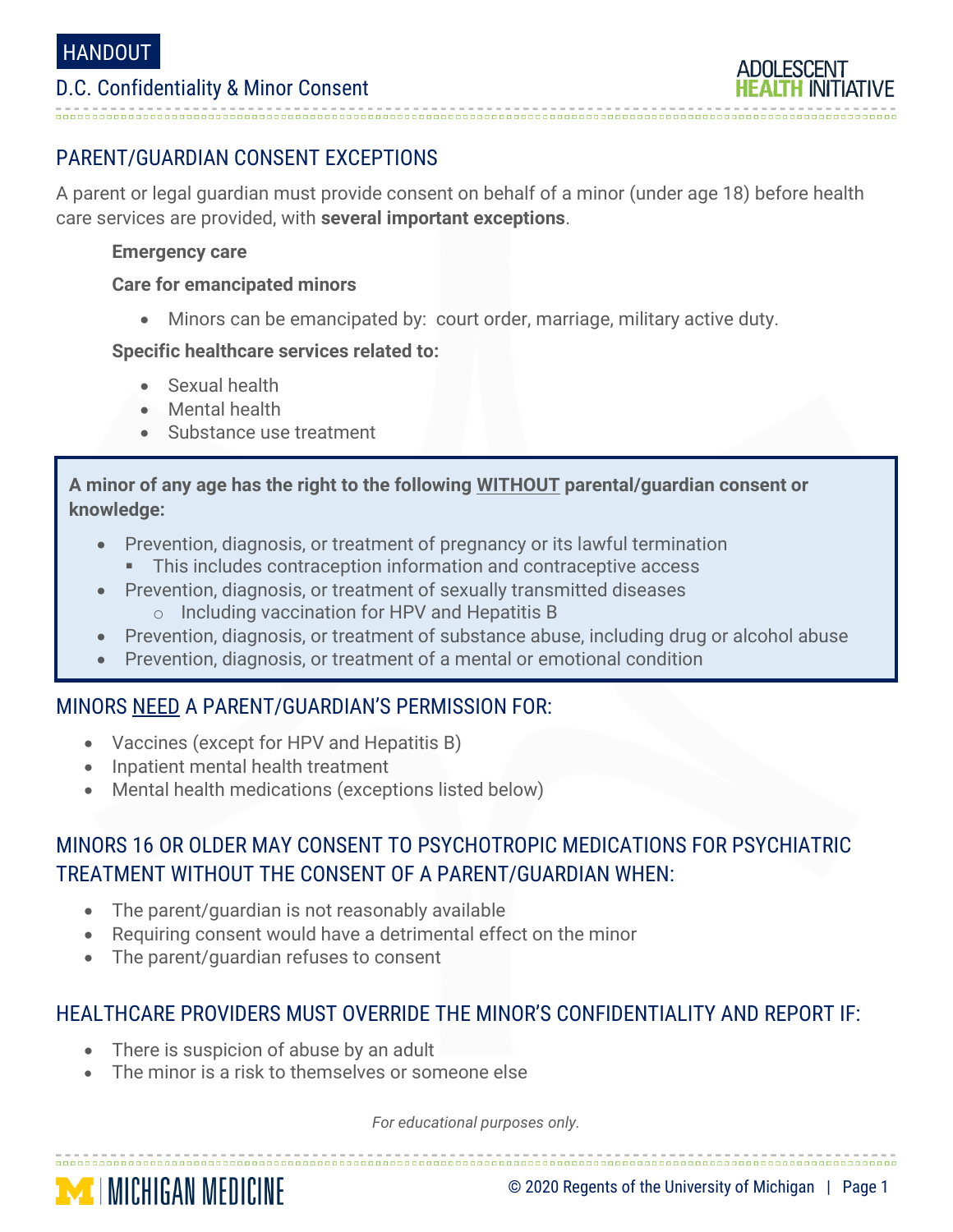HANDOUT

# D.C. Confidentiality & Minor Consent

ADOLESCENT HEALTH INITIATIVE

## PARENT/GUARDIAN CONSENT EXCEPTIONS

A parent or legal guardian must provide consent on behalf of a minor (under age 18) before health care services are provided, with **several important exceptions**.

**Emergency care**

**Care for emancipated minors**

- Minors can be emancipated by: court order, marriage, military active duty.

**Specific healthcare services related to:**

- Sexual health
- Mental health
- Substance use treatment

**A minor of any age has the right to the following WITHOUT parental/guardian consent or knowledge:**

- Prevention, diagnosis, or treatment of pregnancy or its lawful termination
  - This includes contraception information and contraceptive access
- Prevention, diagnosis, or treatment of sexually transmitted diseases
  - Including vaccination for HPV and Hepatitis B
- Prevention, diagnosis, or treatment of substance abuse, including drug or alcohol abuse
- Prevention, diagnosis, or treatment of a mental or emotional condition

## MINORS NEED A PARENT/GUARDIAN'S PERMISSION FOR:

- Vaccines (except for HPV and Hepatitis B)
- Inpatient mental health treatment
- Mental health medications (exceptions listed below)

## MINORS 16 OR OLDER MAY CONSENT TO PSYCHOTROPIC MEDICATIONS FOR PSYCHIATRIC TREATMENT WITHOUT THE CONSENT OF A PARENT/GUARDIAN WHEN:

- The parent/guardian is not reasonably available
- Requiring consent would have a detrimental effect on the minor
- The parent/guardian refuses to consent

## HEALTHCARE PROVIDERS MUST OVERRIDE THE MINOR'S CONFIDENTIALITY AND REPORT IF:

- There is suspicion of abuse by an adult
- The minor is a risk to themselves or someone else

*For educational purposes only.*

MICHIGAN MEDICINE

© 2020 Regents of the University of Michigan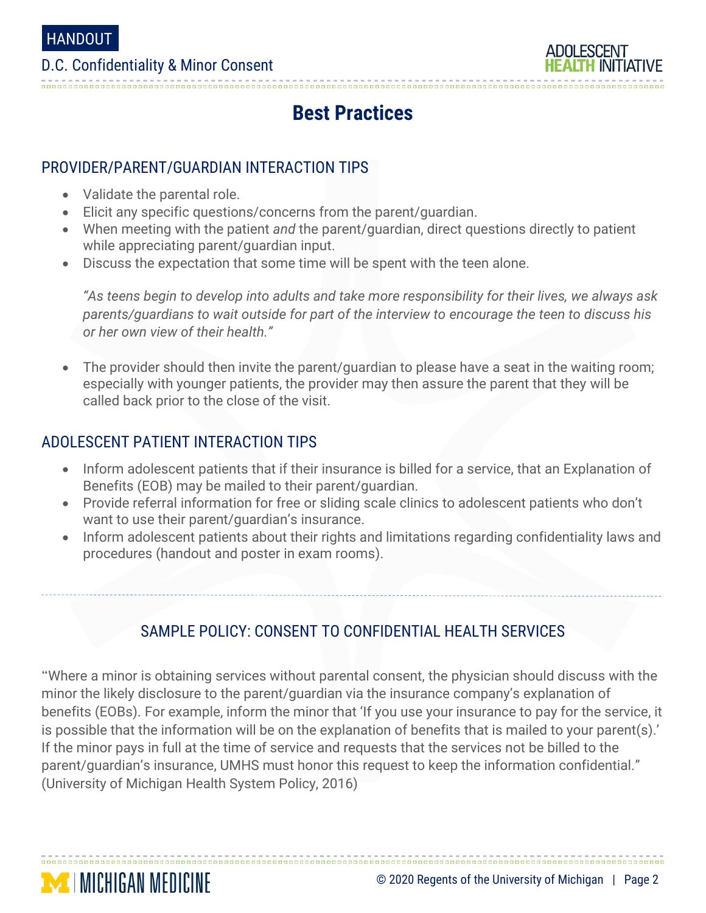# Best Practices

## PROVIDER/PARENT/GUARDIAN INTERACTION TIPS

- Validate the parental role.
- Elicit any specific questions/concerns from the parent/guardian.
- When meeting with the patient *and* the parent/guardian, direct questions directly to patient while appreciating parent/guardian input.
- Discuss the expectation that some time will be spent with the teen alone.

  *"As teens begin to develop into adults and take more responsibility for their lives, we always ask parents/guardians to wait outside for part of the interview to encourage the teen to discuss his or her own view of their health."*

- The provider should then invite the parent/guardian to please have a seat in the waiting room; especially with younger patients, the provider may then assure the parent that they will be called back prior to the close of the visit.

## ADOLESCENT PATIENT INTERACTION TIPS

- Inform adolescent patients that if their insurance is billed for a service, that an Explanation of Benefits (EOB) may be mailed to their parent/guardian.
- Provide referral information for free or sliding scale clinics to adolescent patients who don't want to use their parent/guardian's insurance.
- Inform adolescent patients about their rights and limitations regarding confidentiality laws and procedures (handout and poster in exam rooms).

---

## SAMPLE POLICY: CONSENT TO CONFIDENTIAL HEALTH SERVICES

"'Where a minor is obtaining services without parental consent, the physician should discuss with the minor the likely disclosure to the parent/guardian via the insurance company's explanation of benefits (EOBs). For example, inform the minor that 'If you use your insurance to pay for the service, it is possible that the information will be on the explanation of benefits that is mailed to your parent(s).' If the minor pays in full at the time of service and requests that the services not be billed to the parent/guardian's insurance, UMHS must honor this request to keep the information confidential." (University of Michigan Health System Policy, 2016)